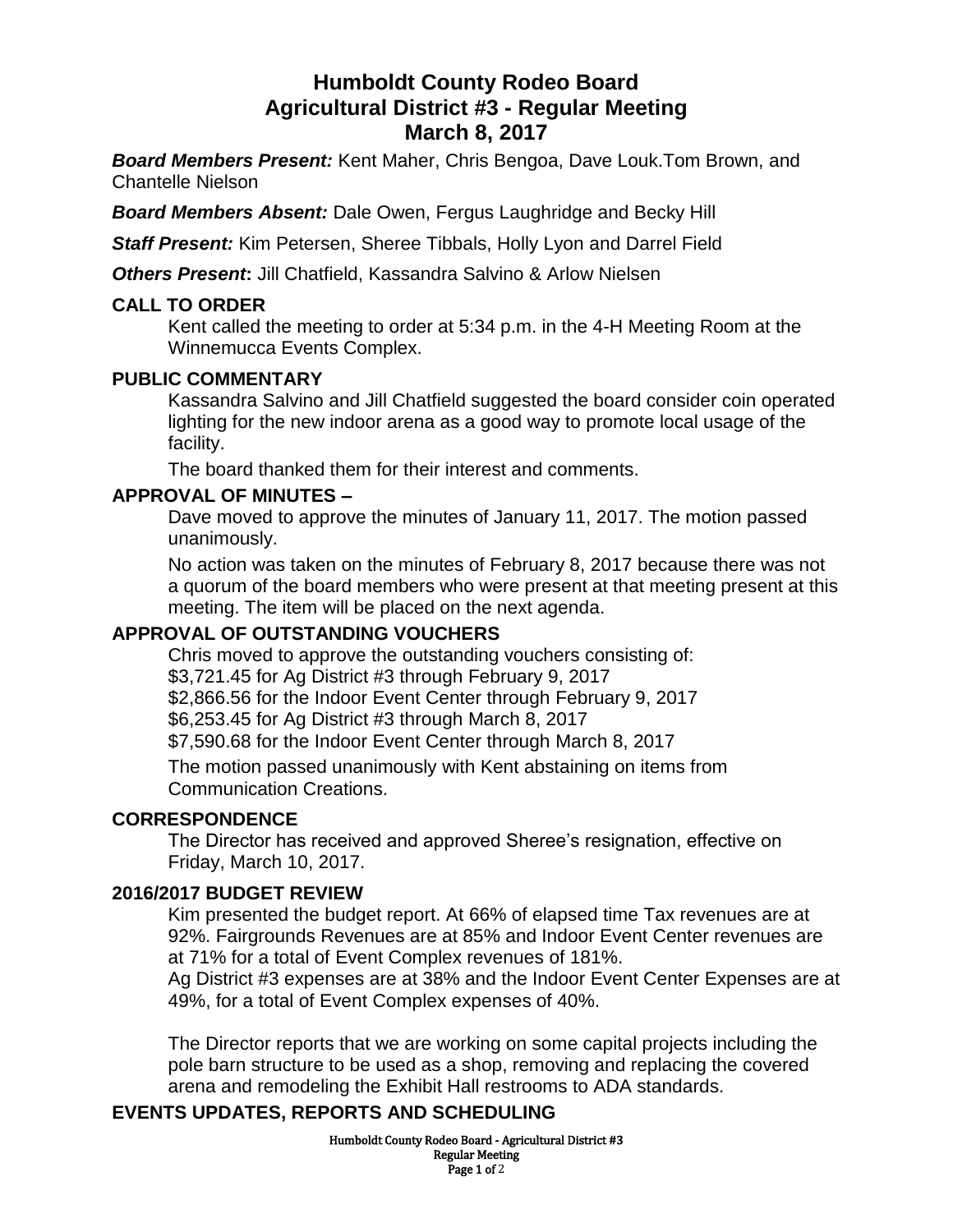# Humboldt County Rodeo Board
# Agricultural District #3 - Regular Meeting
# March 8, 2017

***Board Members Present:*** Kent Maher, Chris Bengoa, Dave Louk.Tom Brown, and Chantelle Nielson

***Board Members Absent:*** Dale Owen, Fergus Laughridge and Becky Hill

***Staff Present:*** Kim Petersen, Sheree Tibbals, Holly Lyon and Darrel Field

***Others Present*:** Jill Chatfield, Kassandra Salvino & Arlow Nielsen

## CALL TO ORDER

Kent called the meeting to order at 5:34 p.m. in the 4-H Meeting Room at the Winnemucca Events Complex.

## PUBLIC COMMENTARY

Kassandra Salvino and Jill Chatfield suggested the board consider coin operated lighting for the new indoor arena as a good way to promote local usage of the facility.

The board thanked them for their interest and comments.

## APPROVAL OF MINUTES –

Dave moved to approve the minutes of January 11, 2017. The motion passed unanimously.

No action was taken on the minutes of February 8, 2017 because there was not a quorum of the board members who were present at that meeting present at this meeting. The item will be placed on the next agenda.

## APPROVAL OF OUTSTANDING VOUCHERS

Chris moved to approve the outstanding vouchers consisting of:
$3,721.45 for Ag District #3 through February 9, 2017
$2,866.56 for the Indoor Event Center through February 9, 2017
$6,253.45 for Ag District #3 through March 8, 2017
$7,590.68 for the Indoor Event Center through March 8, 2017

The motion passed unanimously with Kent abstaining on items from Communication Creations.

## CORRESPONDENCE

The Director has received and approved Sheree's resignation, effective on Friday, March 10, 2017.

## 2016/2017 BUDGET REVIEW

Kim presented the budget report. At 66% of elapsed time Tax revenues are at 92%. Fairgrounds Revenues are at 85% and Indoor Event Center revenues are at 71% for a total of Event Complex revenues of 181%.
Ag District #3 expenses are at 38% and the Indoor Event Center Expenses are at 49%, for a total of Event Complex expenses of 40%.

The Director reports that we are working on some capital projects including the pole barn structure to be used as a shop, removing and replacing the covered arena and remodeling the Exhibit Hall restrooms to ADA standards.

## EVENTS UPDATES, REPORTS AND SCHEDULING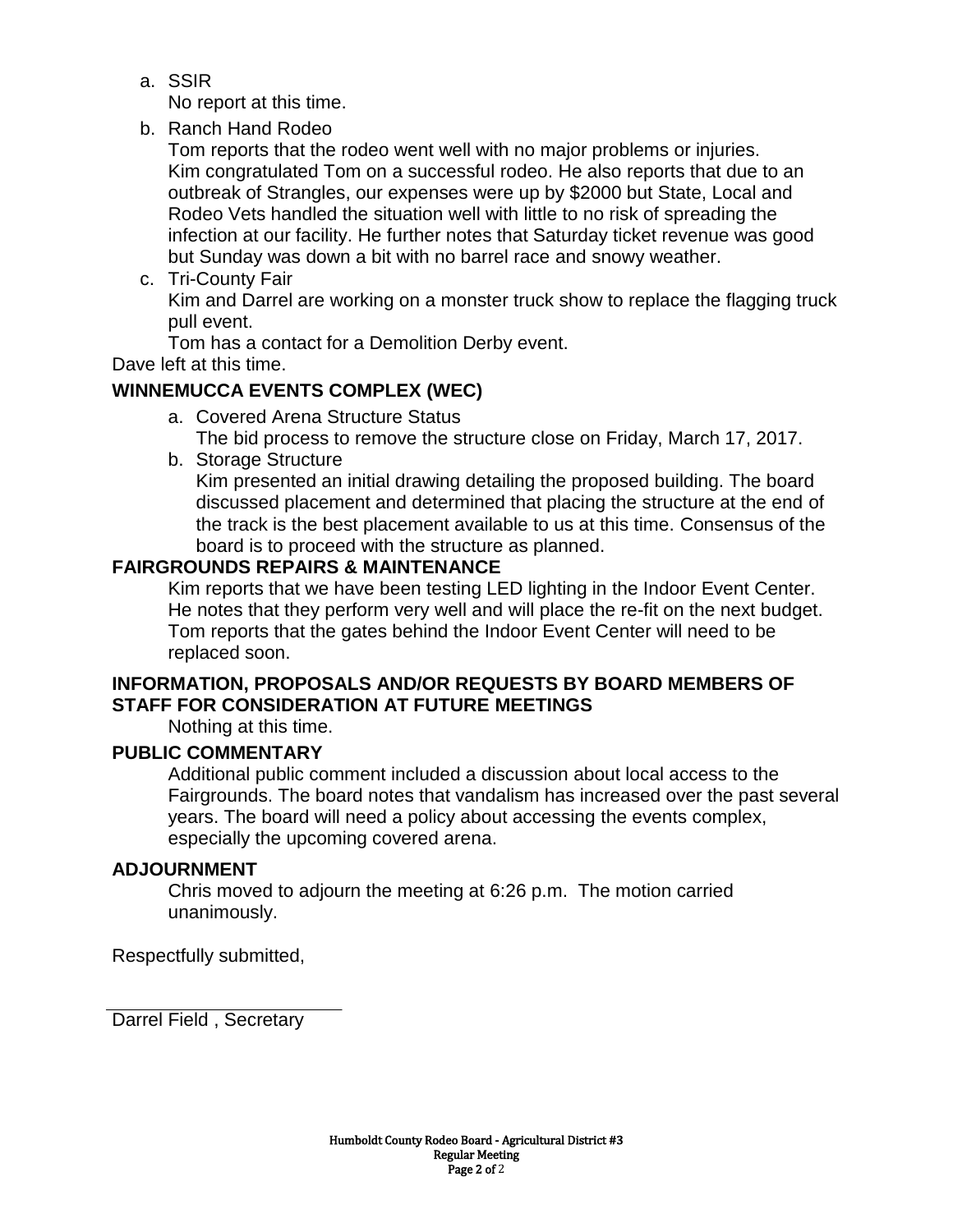a. SSIR
   No report at this time.
b. Ranch Hand Rodeo
   Tom reports that the rodeo went well with no major problems or injuries. Kim congratulated Tom on a successful rodeo. He also reports that due to an outbreak of Strangles, our expenses were up by $2000 but State, Local and Rodeo Vets handled the situation well with little to no risk of spreading the infection at our facility. He further notes that Saturday ticket revenue was good but Sunday was down a bit with no barrel race and snowy weather.
c. Tri-County Fair
   Kim and Darrel are working on a monster truck show to replace the flagging truck pull event.
   Tom has a contact for a Demolition Derby event.

Dave left at this time.

## WINNEMUCCA EVENTS COMPLEX (WEC)

a. Covered Arena Structure Status
   The bid process to remove the structure close on Friday, March 17, 2017.
b. Storage Structure
   Kim presented an initial drawing detailing the proposed building. The board discussed placement and determined that placing the structure at the end of the track is the best placement available to us at this time. Consensus of the board is to proceed with the structure as planned.

## FAIRGROUNDS REPAIRS & MAINTENANCE

Kim reports that we have been testing LED lighting in the Indoor Event Center. He notes that they perform very well and will place the re-fit on the next budget. Tom reports that the gates behind the Indoor Event Center will need to be replaced soon.

## INFORMATION, PROPOSALS AND/OR REQUESTS BY BOARD MEMBERS OF STAFF FOR CONSIDERATION AT FUTURE MEETINGS

Nothing at this time.

## PUBLIC COMMENTARY

Additional public comment included a discussion about local access to the Fairgrounds. The board notes that vandalism has increased over the past several years. The board will need a policy about accessing the events complex, especially the upcoming covered arena.

## ADJOURNMENT

Chris moved to adjourn the meeting at 6:26 p.m. The motion carried unanimously.

Respectfully submitted,

Darrel Field , Secretary